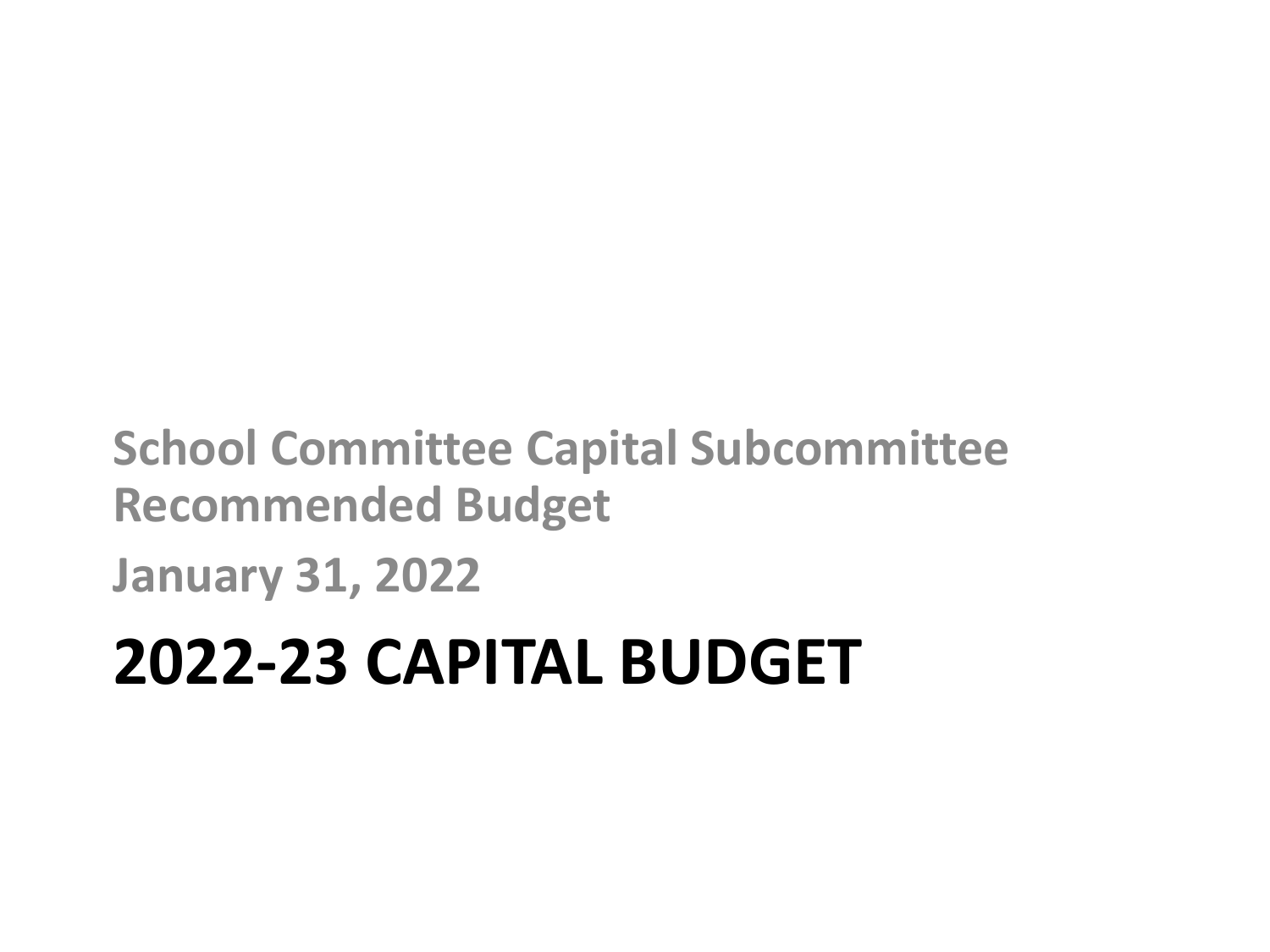**School Committee Capital Subcommittee Recommended Budget**

**January 31, 2022**

# 2022-23 CAPITAL BUDGET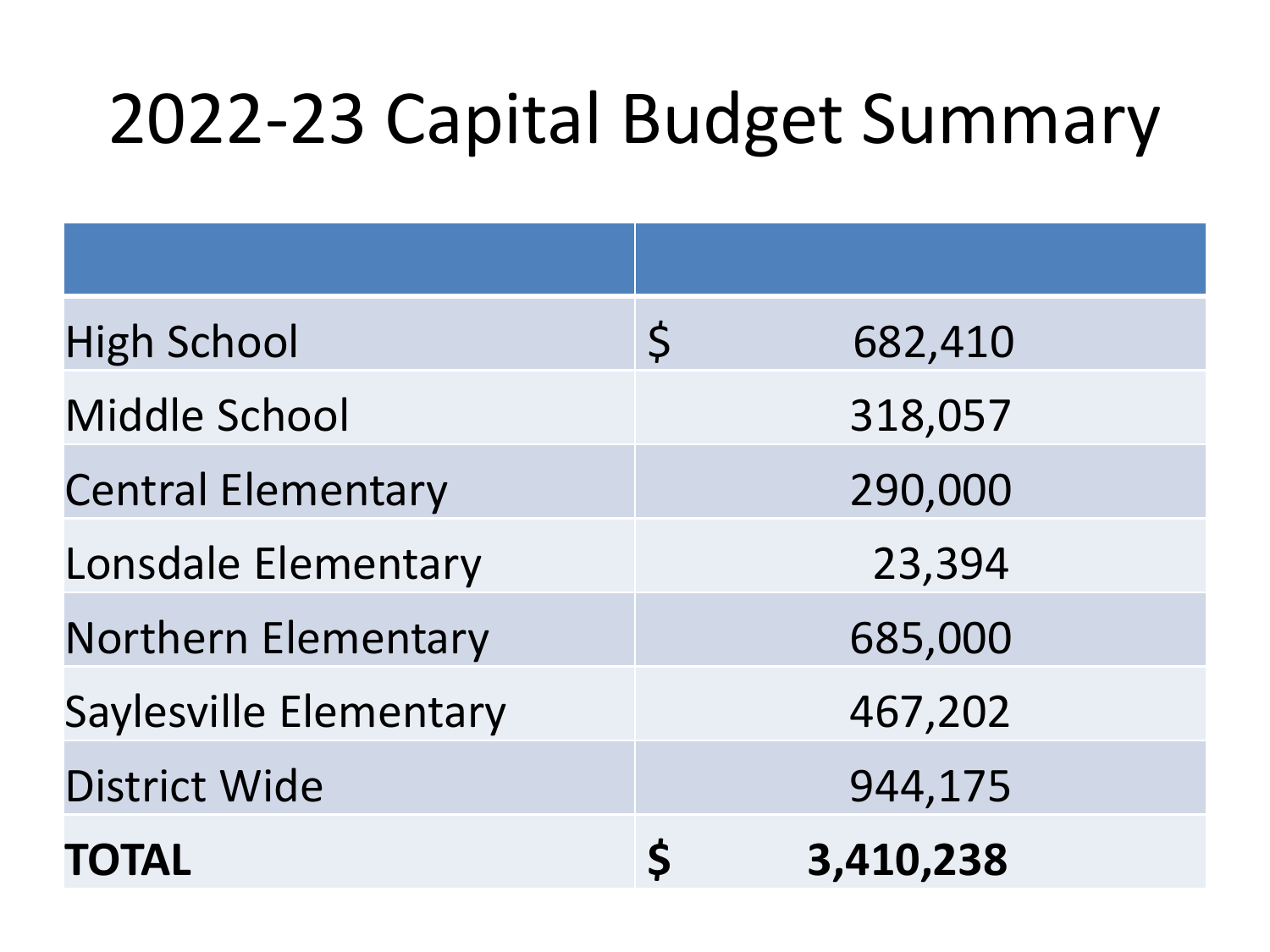# 2022-23 Capital Budget Summary

| | |
|---|---|
| High School | $ 682,410 |
| Middle School | 318,057 |
| Central Elementary | 290,000 |
| Lonsdale Elementary | 23,394 |
| Northern Elementary | 685,000 |
| Saylesville Elementary | 467,202 |
| District Wide | 944,175 |
| **TOTAL** | **$ 3,410,238** |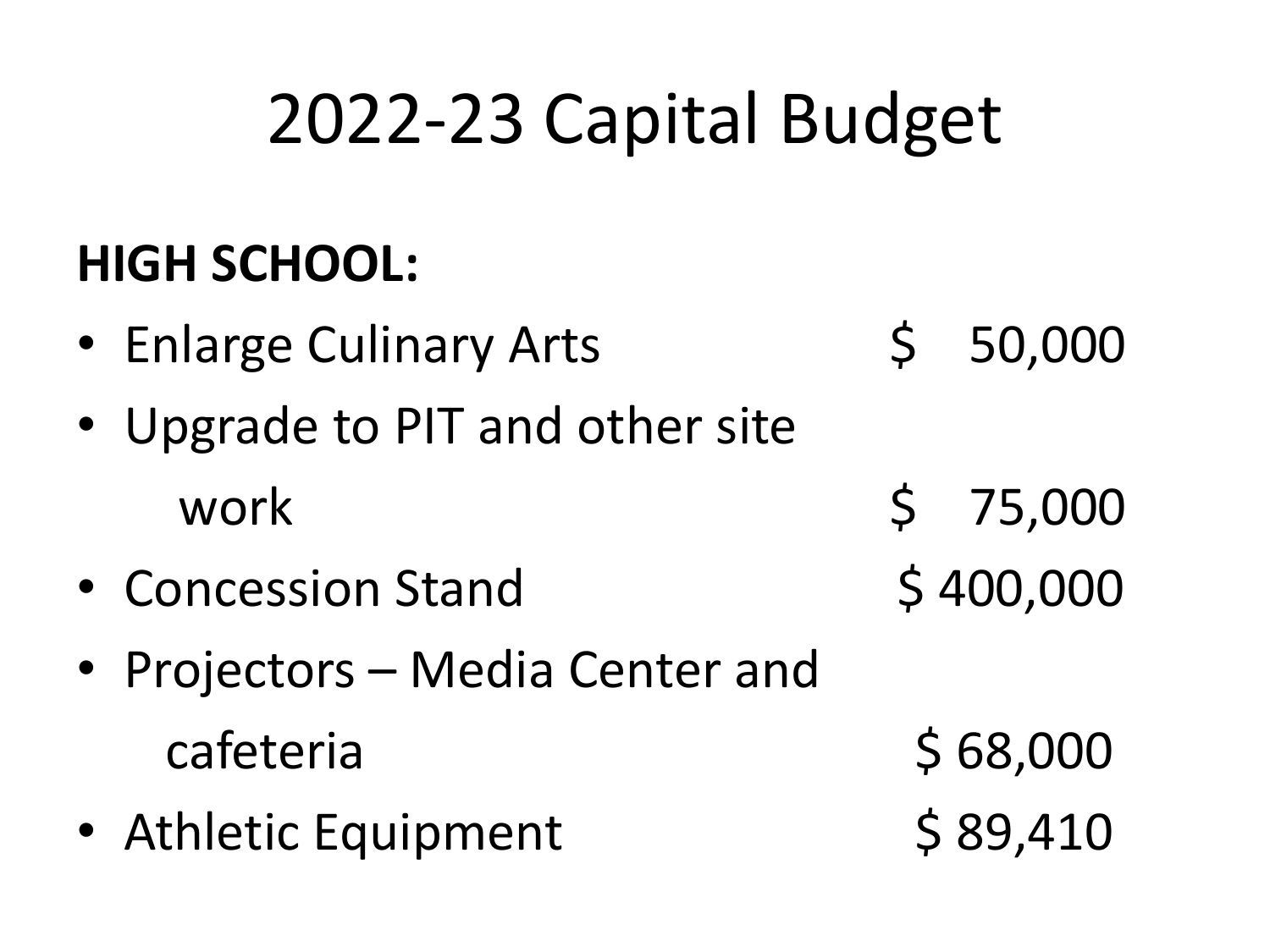# 2022-23 Capital Budget

**HIGH SCHOOL:**

- Enlarge Culinary Arts $ 50,000
- Upgrade to PIT and other site work $ 75,000
- Concession Stand $ 400,000
- Projectors – Media Center and cafeteria $ 68,000
- Athletic Equipment $ 89,410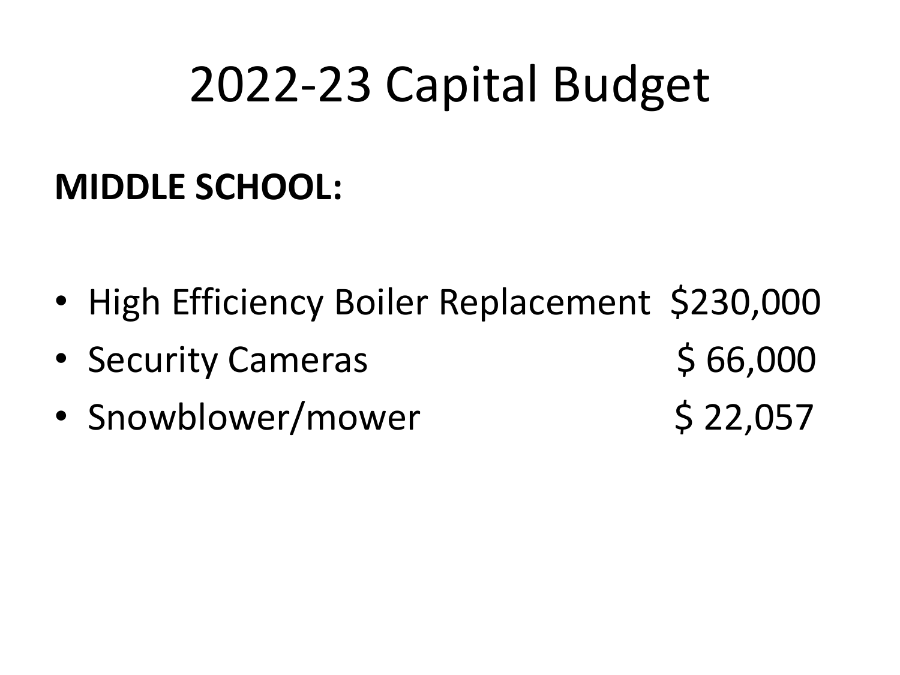# 2022-23 Capital Budget

**MIDDLE SCHOOL:**

- High Efficiency Boiler Replacement $230,000
- Security Cameras $ 66,000
- Snowblower/mower $ 22,057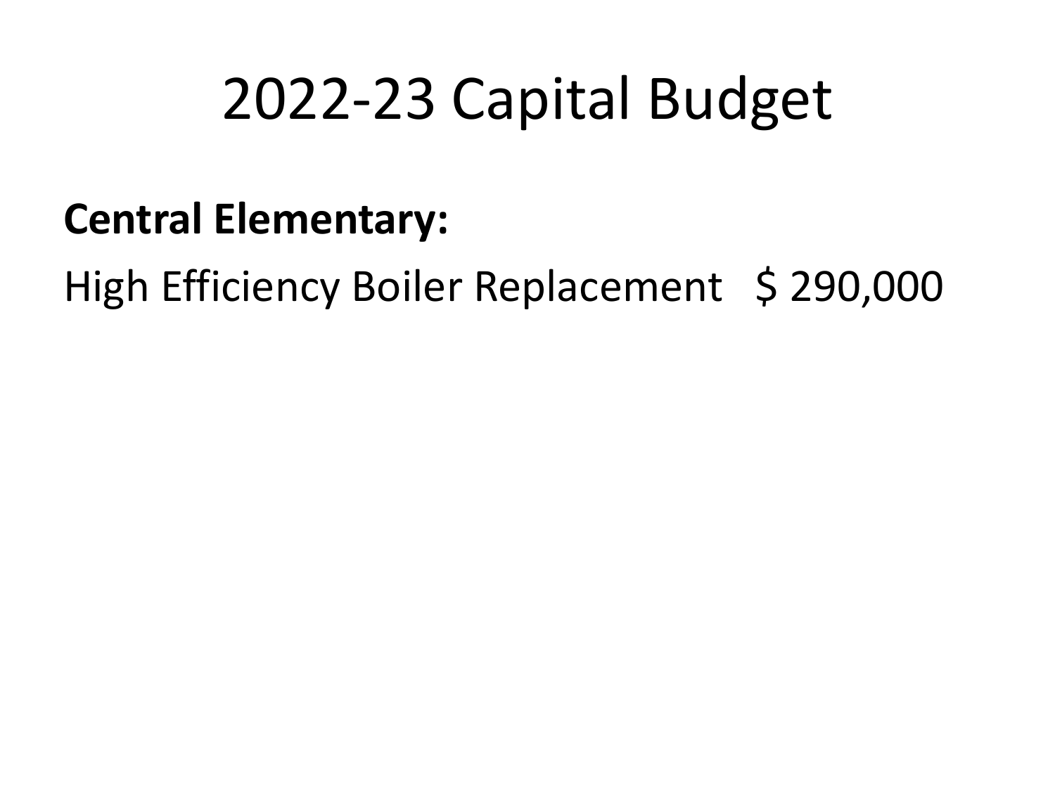# 2022-23 Capital Budget

**Central Elementary:**

High Efficiency Boiler Replacement $ 290,000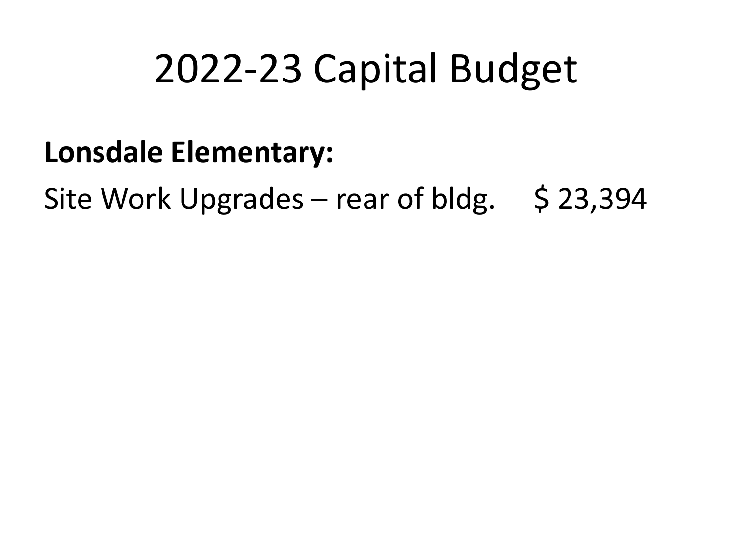# 2022-23 Capital Budget

**Lonsdale Elementary:**

Site Work Upgrades – rear of bldg. $ 23,394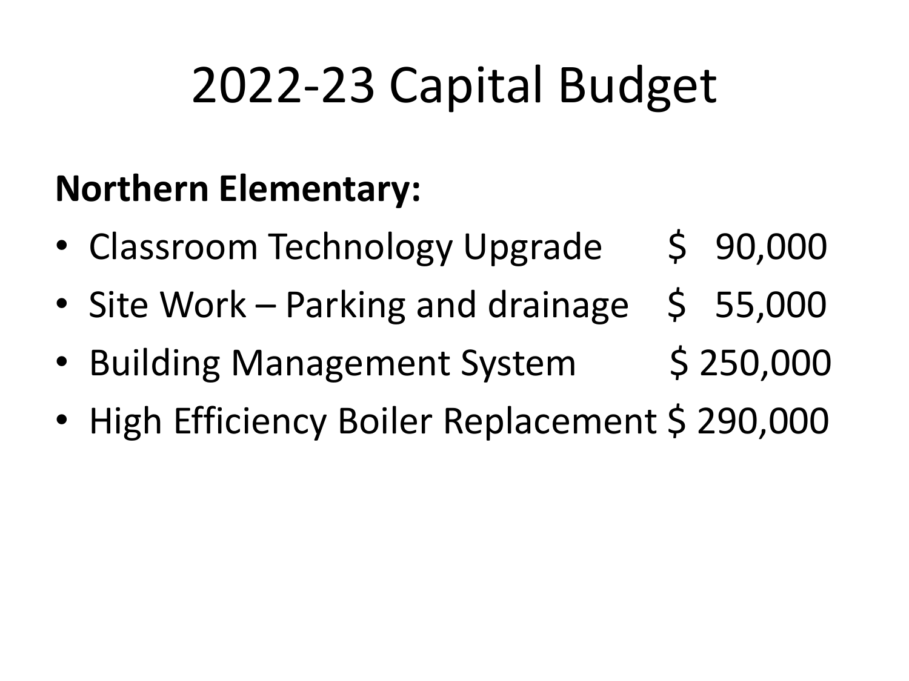# 2022-23 Capital Budget

**Northern Elementary:**

- Classroom Technology Upgrade $ 90,000
- Site Work – Parking and drainage $ 55,000
- Building Management System $ 250,000
- High Efficiency Boiler Replacement $ 290,000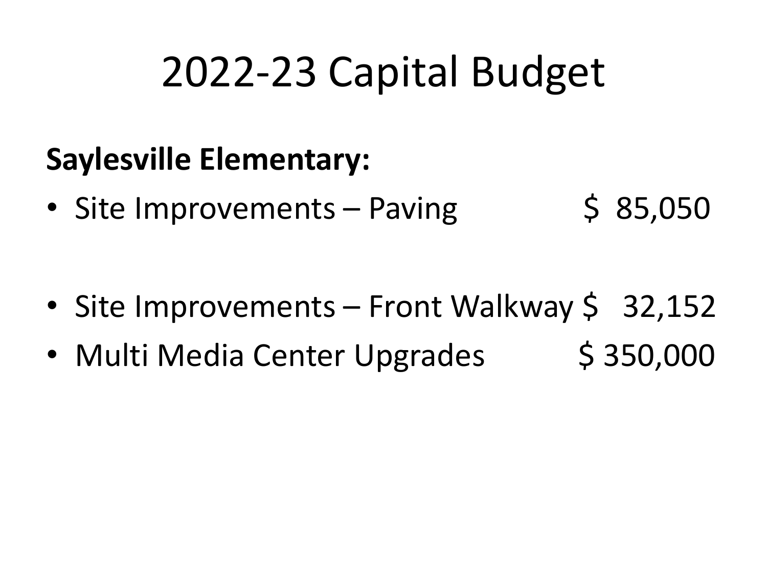# 2022-23 Capital Budget

**Saylesville Elementary:**

- Site Improvements – Paving $ 85,050

- Site Improvements – Front Walkway $ 32,152
- Multi Media Center Upgrades $ 350,000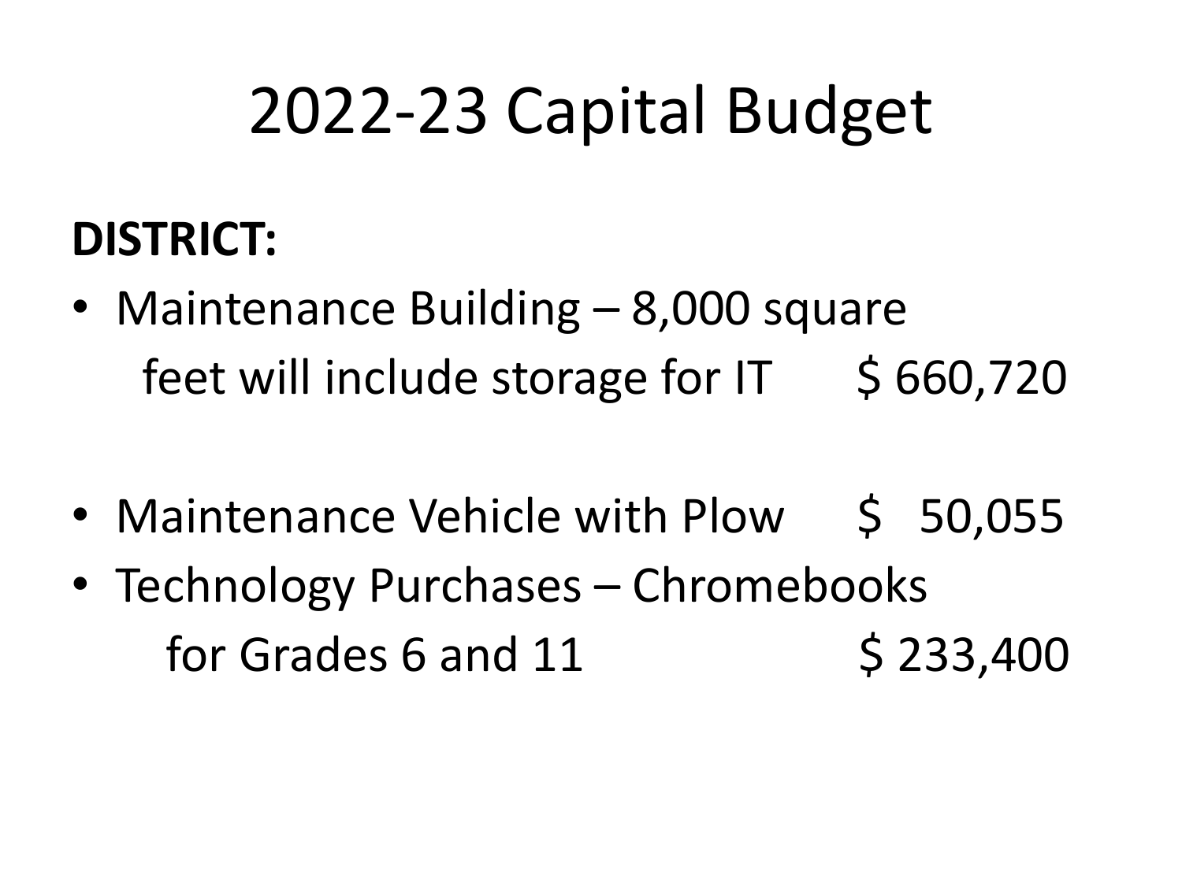# 2022-23 Capital Budget

**DISTRICT:**

- Maintenance Building – 8,000 square feet will include storage for IT $ 660,720
- Maintenance Vehicle with Plow $ 50,055
- Technology Purchases – Chromebooks for Grades 6 and 11 $ 233,400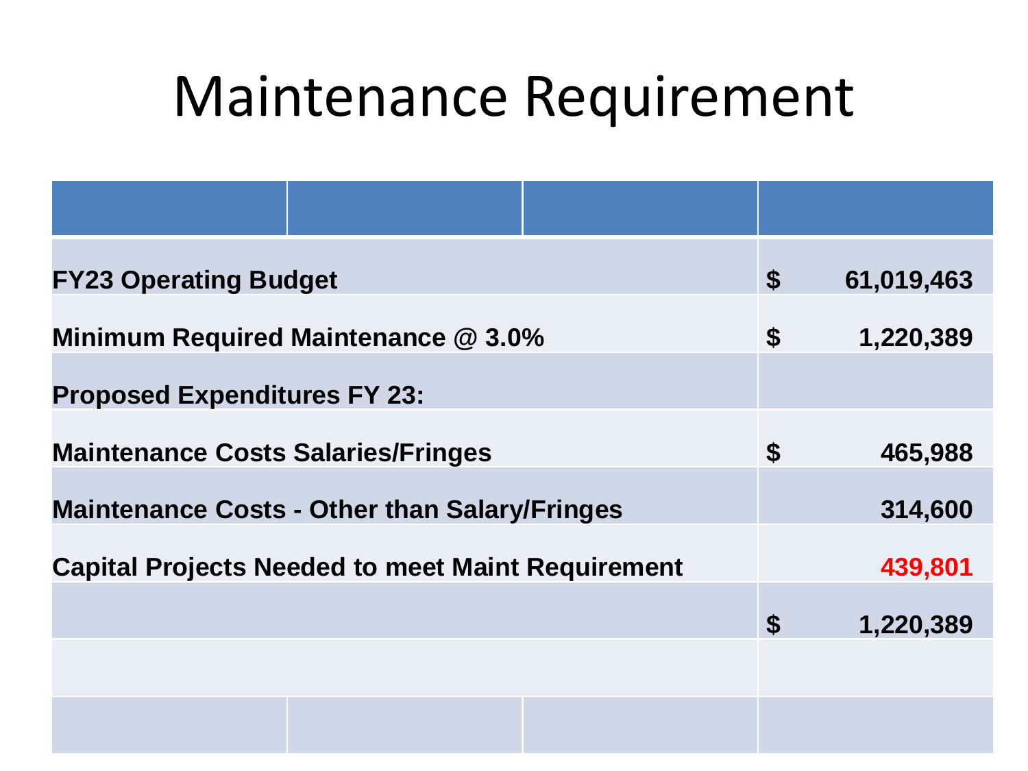# Maintenance Requirement

| | | |
|---|---|---|
| **FY23 Operating Budget** | **$** | **61,019,463** |
| **Minimum Required Maintenance @ 3.0%** | **$** | **1,220,389** |
| **Proposed Expenditures FY 23:** | | |
| **Maintenance Costs Salaries/Fringes** | **$** | **465,988** |
| **Maintenance Costs - Other than Salary/Fringes** | | **314,600** |
| **Capital Projects Needed to meet Maint Requirement** | | **439,801** |
| | **$** | **1,220,389** |
| | | |
| | | |